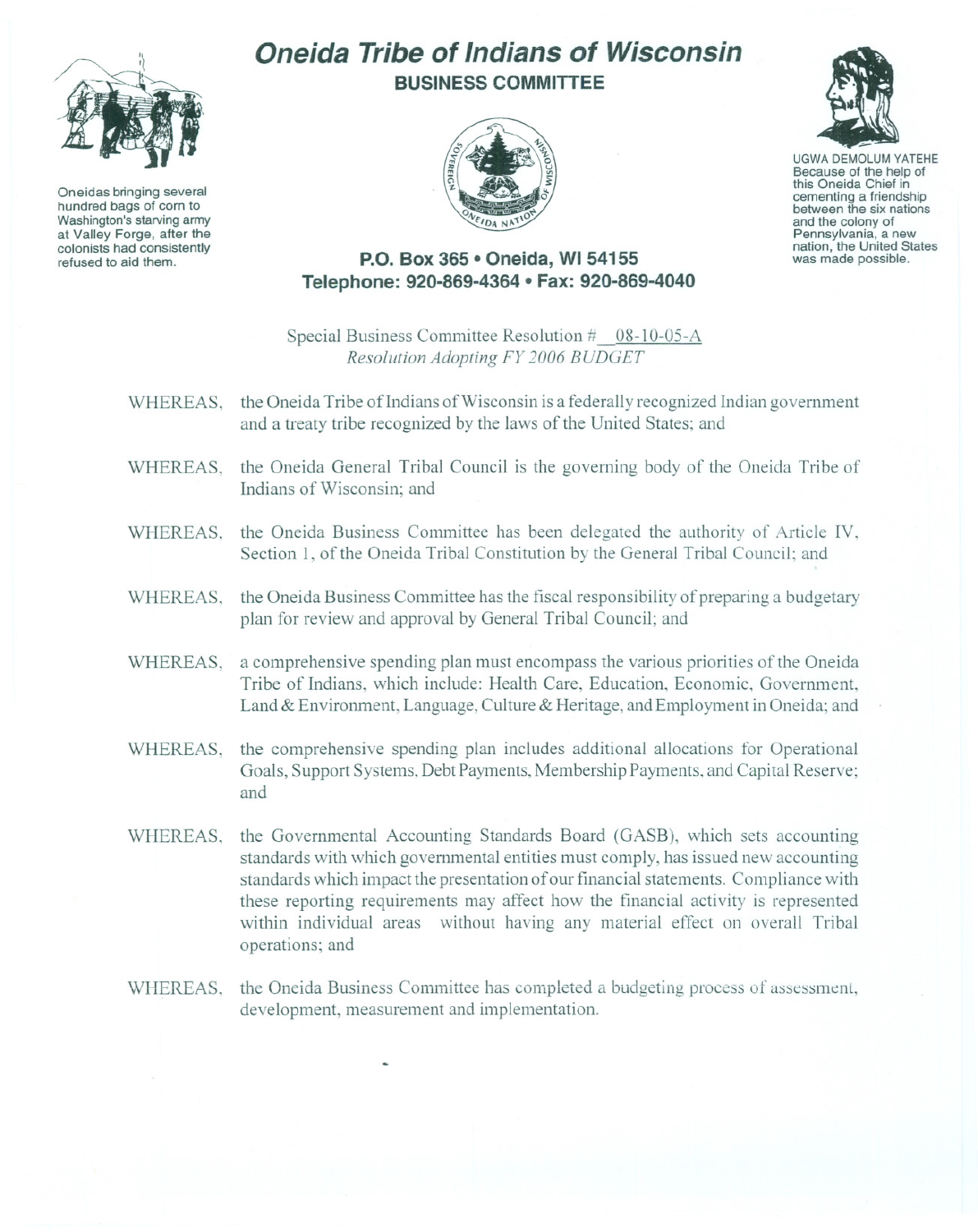Oneidas bringing several hundred bags of corn to Washington's starving army at Valley Forge, after the colonists had consistently refused to aid them.

# Oneida Tribe of Indians of Wisconsin

## BUSINESS COMMITTEE

UGWA DEMOLUM YATEHE
Because of the help of this Oneida Chief in cementing a friendship between the six nations and the colony of Pennsylvania, a new nation, the United States was made possible.

**P.O. Box 365 • Oneida, WI 54155**
**Telephone: 920-869-4364 • Fax: 920-869-4040**

Special Business Committee Resolution # 08-10-05-A
*Resolution Adopting FY 2006 BUDGET*

WHEREAS, the Oneida Tribe of Indians of Wisconsin is a federally recognized Indian government and a treaty tribe recognized by the laws of the United States; and

WHEREAS, the Oneida General Tribal Council is the governing body of the Oneida Tribe of Indians of Wisconsin; and

WHEREAS, the Oneida Business Committee has been delegated the authority of Article IV, Section 1, of the Oneida Tribal Constitution by the General Tribal Council; and

WHEREAS, the Oneida Business Committee has the fiscal responsibility of preparing a budgetary plan for review and approval by General Tribal Council; and

WHEREAS, a comprehensive spending plan must encompass the various priorities of the Oneida Tribe of Indians, which include: Health Care, Education, Economic, Government, Land & Environment, Language, Culture & Heritage, and Employment in Oneida; and

WHEREAS, the comprehensive spending plan includes additional allocations for Operational Goals, Support Systems, Debt Payments, Membership Payments, and Capital Reserve; and

WHEREAS, the Governmental Accounting Standards Board (GASB), which sets accounting standards with which governmental entities must comply, has issued new accounting standards which impact the presentation of our financial statements. Compliance with these reporting requirements may affect how the financial activity is represented within individual areas without having any material effect on overall Tribal operations; and

WHEREAS, the Oneida Business Committee has completed a budgeting process of assessment, development, measurement and implementation.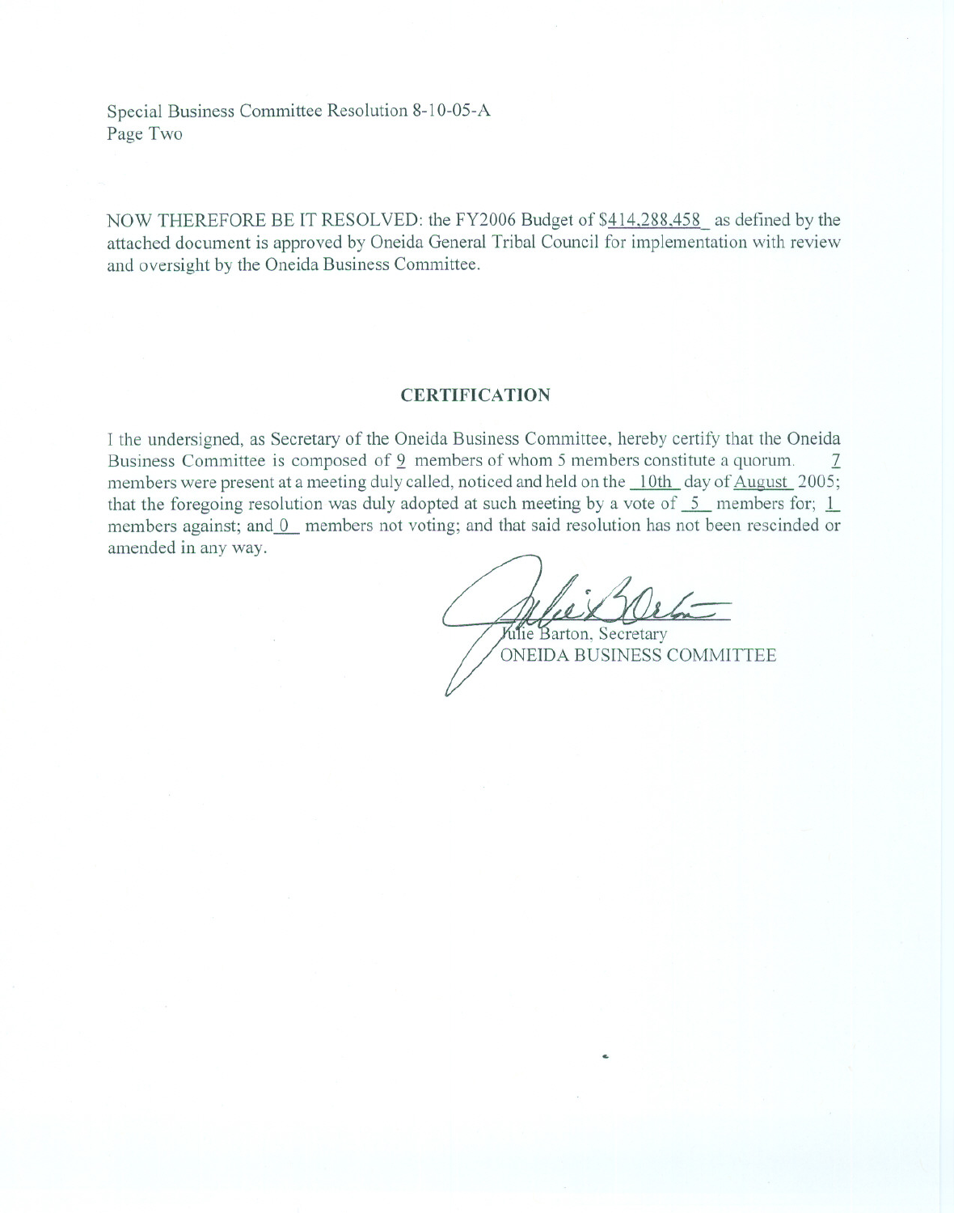Special Business Committee Resolution 8-10-05-A
Page Two

NOW THEREFORE BE IT RESOLVED: the FY2006 Budget of $414,288,458 as defined by the attached document is approved by Oneida General Tribal Council for implementation with review and oversight by the Oneida Business Committee.

## CERTIFICATION

I the undersigned, as Secretary of the Oneida Business Committee, hereby certify that the Oneida Business Committee is composed of 9 members of whom 5 members constitute a quorum. 7 members were present at a meeting duly called, noticed and held on the 10th day of August 2005; that the foregoing resolution was duly adopted at such meeting by a vote of 5 members for; 1 members against; and 0 members not voting; and that said resolution has not been rescinded or amended in any way.

Julie Barton, Secretary
ONEIDA BUSINESS COMMITTEE